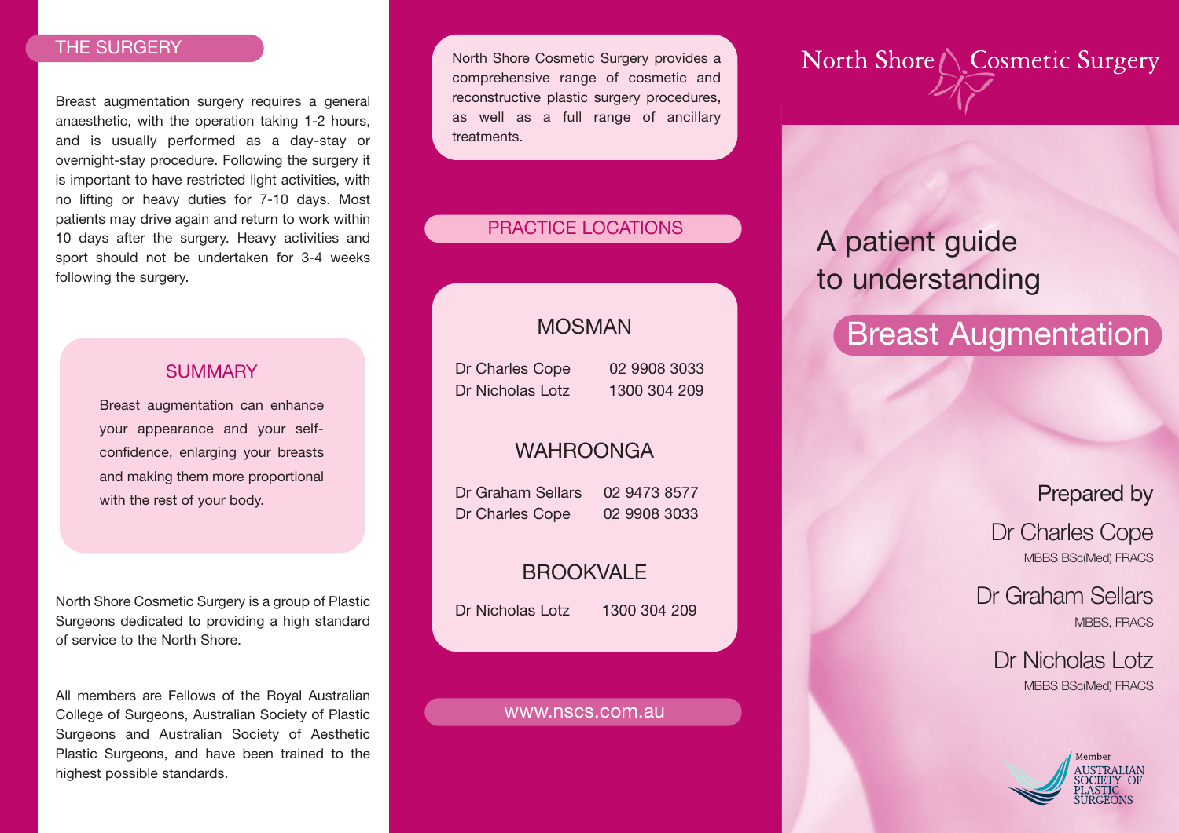## THE SURGERY

Breast augmentation surgery requires a general anaesthetic, with the operation taking 1-2 hours, and is usually performed as a day-stay or overnight-stay procedure. Following the surgery it is important to have restricted light activities, with no lifting or heavy duties for 7-10 days. Most patients may drive again and return to work within 10 days after the surgery. Heavy activities and sport should not be undertaken for 3-4 weeks following the surgery.

### SUMMARY

Breast augmentation can enhance your appearance and your self-confidence, enlarging your breasts and making them more proportional with the rest of your body.

North Shore Cosmetic Surgery is a group of Plastic Surgeons dedicated to providing a high standard of service to the North Shore.

All members are Fellows of the Royal Australian College of Surgeons, Australian Society of Plastic Surgeons and Australian Society of Aesthetic Plastic Surgeons, and have been trained to the highest possible standards.

North Shore Cosmetic Surgery provides a comprehensive range of cosmetic and reconstructive plastic surgery procedures, as well as a full range of ancillary treatments.

## PRACTICE LOCATIONS

### MOSMAN

Dr Charles Cope 02 9908 3033
Dr Nicholas Lotz 1300 304 209

### WAHROONGA

Dr Graham Sellars 02 9473 8577
Dr Charles Cope 02 9908 3033

### BROOKVALE

Dr Nicholas Lotz 1300 304 209

www.nscs.com.au

North Shore Cosmetic Surgery

# A patient guide to understanding Breast Augmentation

Prepared by

Dr Charles Cope
MBBS BSc(Med) FRACS

Dr Graham Sellars
MBBS, FRACS

Dr Nicholas Lotz
MBBS BSc(Med) FRACS

Member AUSTRALIAN SOCIETY OF PLASTIC SURGEONS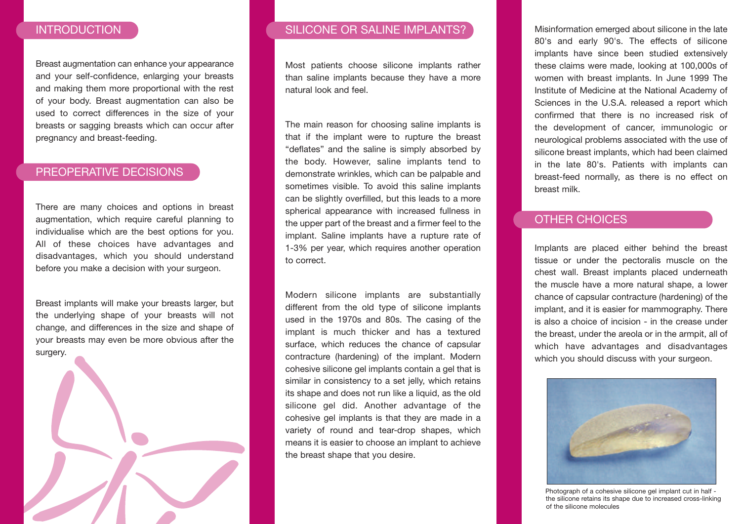## INTRODUCTION

Breast augmentation can enhance your appearance and your self-confidence, enlarging your breasts and making them more proportional with the rest of your body. Breast augmentation can also be used to correct differences in the size of your breasts or sagging breasts which can occur after pregnancy and breast-feeding.

## PREOPERATIVE DECISIONS

There are many choices and options in breast augmentation, which require careful planning to individualise which are the best options for you. All of these choices have advantages and disadvantages, which you should understand before you make a decision with your surgeon.

Breast implants will make your breasts larger, but the underlying shape of your breasts will not change, and differences in the size and shape of your breasts may even be more obvious after the surgery.

## SILICONE OR SALINE IMPLANTS?

Most patients choose silicone implants rather than saline implants because they have a more natural look and feel.

The main reason for choosing saline implants is that if the implant were to rupture the breast "deflates" and the saline is simply absorbed by the body. However, saline implants tend to demonstrate wrinkles, which can be palpable and sometimes visible. To avoid this saline implants can be slightly overfilled, but this leads to a more spherical appearance with increased fullness in the upper part of the breast and a firmer feel to the implant. Saline implants have a rupture rate of 1-3% per year, which requires another operation to correct.

Modern silicone implants are substantially different from the old type of silicone implants used in the 1970s and 80s. The casing of the implant is much thicker and has a textured surface, which reduces the chance of capsular contracture (hardening) of the implant. Modern cohesive silicone gel implants contain a gel that is similar in consistency to a set jelly, which retains its shape and does not run like a liquid, as the old silicone gel did. Another advantage of the cohesive gel implants is that they are made in a variety of round and tear-drop shapes, which means it is easier to choose an implant to achieve the breast shape that you desire.

Misinformation emerged about silicone in the late 80's and early 90's. The effects of silicone implants have since been studied extensively these claims were made, looking at 100,000s of women with breast implants. In June 1999 The Institute of Medicine at the National Academy of Sciences in the U.S.A. released a report which confirmed that there is no increased risk of the development of cancer, immunologic or neurological problems associated with the use of silicone breast implants, which had been claimed in the late 80's. Patients with implants can breast-feed normally, as there is no effect on breast milk.

## OTHER CHOICES

Implants are placed either behind the breast tissue or under the pectoralis muscle on the chest wall. Breast implants placed underneath the muscle have a more natural shape, a lower chance of capsular contracture (hardening) of the implant, and it is easier for mammography. There is also a choice of incision - in the crease under the breast, under the areola or in the armpit, all of which have advantages and disadvantages which you should discuss with your surgeon.

Photograph of a cohesive silicone gel implant cut in half - the silicone retains its shape due to increased cross-linking of the silicone molecules